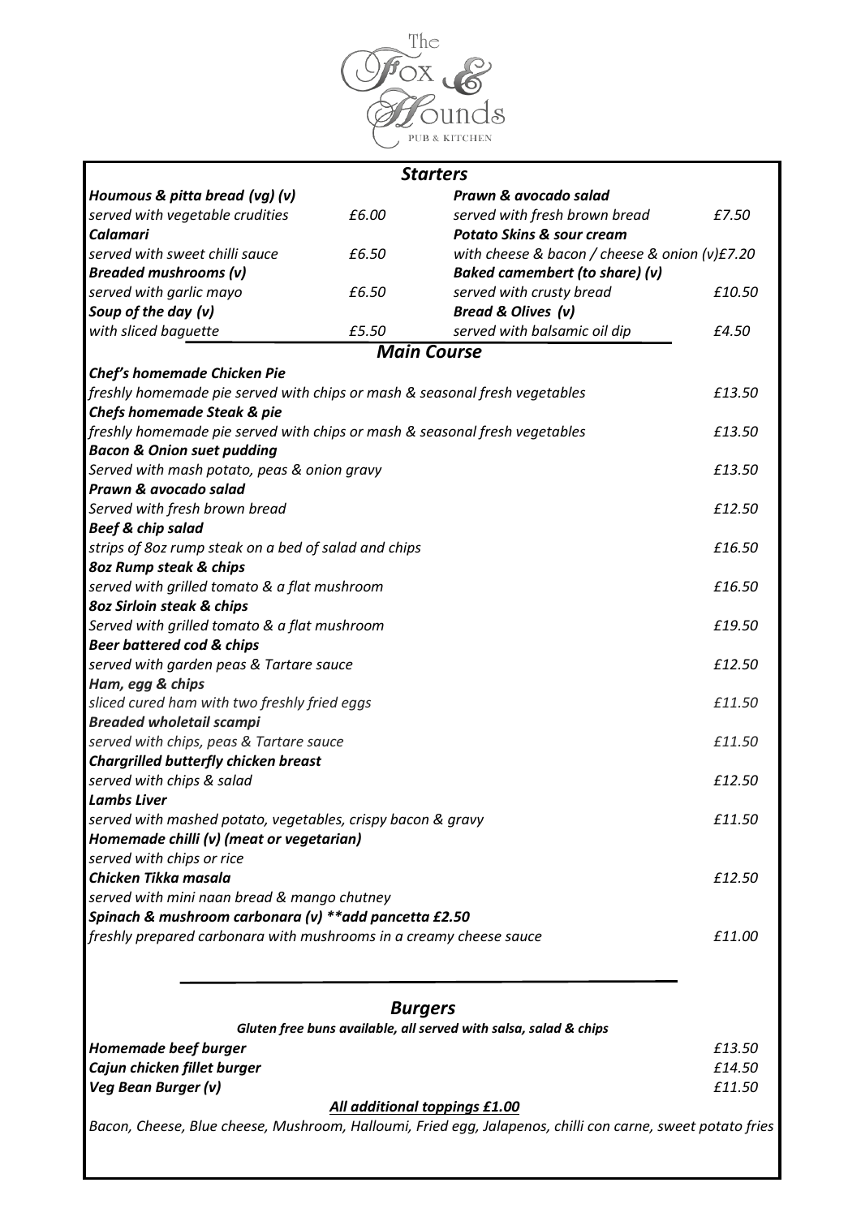# The Fox & Hounds

PUB & KITCHEN

## *Starters*

***Houmous & pitta bread (vg) (v)***
*served with vegetable crudities* — *£6.00*

***Calamari***
*served with sweet chilli sauce* — *£6.50*

***Breaded mushrooms (v)***
*served with garlic mayo* — *£6.50*

***Soup of the day (v)***
*with sliced baguette* — *£5.50*

***Prawn & avocado salad***
*served with fresh brown bread* — *£7.50*

***Potato Skins & sour cream***
*with cheese & bacon / cheese & onion (v)£7.20*

***Baked camembert (to share) (v)***
*served with crusty bread* — *£10.50*

***Bread & Olives (v)***
*served with balsamic oil dip* — *£4.50*

## *Main Course*

***Chef's homemade Chicken Pie***
*freshly homemade pie served with chips or mash & seasonal fresh vegetables* — *£13.50*

***Chefs homemade Steak & pie***
*freshly homemade pie served with chips or mash & seasonal fresh vegetables* — *£13.50*

***Bacon & Onion suet pudding***
*Served with mash potato, peas & onion gravy* — *£13.50*

***Prawn & avocado salad***
*Served with fresh brown bread* — *£12.50*

***Beef & chip salad***
*strips of 8oz rump steak on a bed of salad and chips* — *£16.50*

***8oz Rump steak & chips***
*served with grilled tomato & a flat mushroom* — *£16.50*

***8oz Sirloin steak & chips***
*Served with grilled tomato & a flat mushroom* — *£19.50*

***Beer battered cod & chips***
*served with garden peas & Tartare sauce* — *£12.50*

***Ham, egg & chips***
*sliced cured ham with two freshly fried eggs* — *£11.50*

***Breaded wholetail scampi***
*served with chips, peas & Tartare sauce* — *£11.50*

***Chargrilled butterfly chicken breast***
*served with chips & salad* — *£12.50*

***Lambs Liver***
*served with mashed potato, vegetables, crispy bacon & gravy* — *£11.50*

***Homemade chilli (v) (meat or vegetarian)***
*served with chips or rice*

***Chicken Tikka masala*** — *£12.50*
*served with mini naan bread & mango chutney*

***Spinach & mushroom carbonara (v) **add pancetta £2.50***
*freshly prepared carbonara with mushrooms in a creamy cheese sauce* — *£11.00*

## *Burgers*

***Gluten free buns available, all served with salsa, salad & chips***

***Homemade beef burger*** — *£13.50*

***Cajun chicken fillet burger*** — *£14.50*

***Veg Bean Burger (v)*** — *£11.50*

***All additional toppings £1.00***

*Bacon, Cheese, Blue cheese, Mushroom, Halloumi, Fried egg, Jalapenos, chilli con carne, sweet potato fries*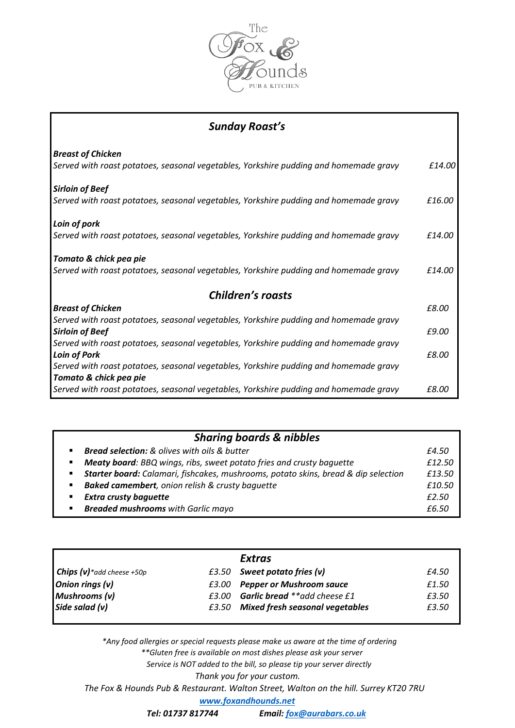The Fox & Hounds
PUB & KITCHEN

## *Sunday Roast's*

| | |
|---|---|
| ***Breast of Chicken***<br>*Served with roast potatoes, seasonal vegetables, Yorkshire pudding and homemade gravy* | *£14.00* |
| ***Sirloin of Beef***<br>*Served with roast potatoes, seasonal vegetables, Yorkshire pudding and homemade gravy* | *£16.00* |
| ***Loin of pork***<br>*Served with roast potatoes, seasonal vegetables, Yorkshire pudding and homemade gravy* | *£14.00* |
| ***Tomato & chick pea pie***<br>*Served with roast potatoes, seasonal vegetables, Yorkshire pudding and homemade gravy* | *£14.00* |

## *Children's roasts*

| | |
|---|---|
| ***Breast of Chicken***<br>*Served with roast potatoes, seasonal vegetables, Yorkshire pudding and homemade gravy* | *£8.00* |
| ***Sirloin of Beef***<br>*Served with roast potatoes, seasonal vegetables, Yorkshire pudding and homemade gravy* | *£9.00* |
| ***Loin of Pork***<br>*Served with roast potatoes, seasonal vegetables, Yorkshire pudding and homemade gravy* | *£8.00* |
| ***Tomato & chick pea pie***<br>*Served with roast potatoes, seasonal vegetables, Yorkshire pudding and homemade gravy* | *£8.00* |

## *Sharing boards & nibbles*

| | |
|---|---|
| ***Bread selection:*** *& olives with oils & butter* | *£4.50* |
| ***Meaty board****: BBQ wings, ribs, sweet potato fries and crusty baguette* | *£12.50* |
| ***Starter board:*** *Calamari, fishcakes, mushrooms, potato skins, bread & dip selection* | *£13.50* |
| ***Baked camembert****, onion relish & crusty baguette* | *£10.50* |
| ***Extra crusty baguette*** | *£2.50* |
| ***Breaded mushrooms*** *with Garlic mayo* | *£6.50* |

## *Extras*

| | | | |
|---|---|---|---|
| ***Chips (v)****\*add cheese +50p* | *£3.50* | ***Sweet potato fries (v)*** | *£4.50* |
| ***Onion rings (v)*** | *£3.00* | ***Pepper or Mushroom sauce*** | *£1.50* |
| ***Mushrooms (v)*** | *£3.00* | ***Garlic bread*** *\*\*add cheese £1* | *£3.50* |
| ***Side salad (v)*** | *£3.50* | ***Mixed fresh seasonal vegetables*** | *£3.50* |

*\*Any food allergies or special requests please make us aware at the time of ordering*
*\*\*Gluten free is available on most dishes please ask your server*
*Service is NOT added to the bill, so please tip your server directly*
*Thank you for your custom.*
*The Fox & Hounds Pub & Restaurant. Walton Street, Walton on the hill. Surrey KT20 7RU*
***www.foxandhounds.net***
***Tel: 01737 817744*** ***Email: fox@aurabars.co.uk***